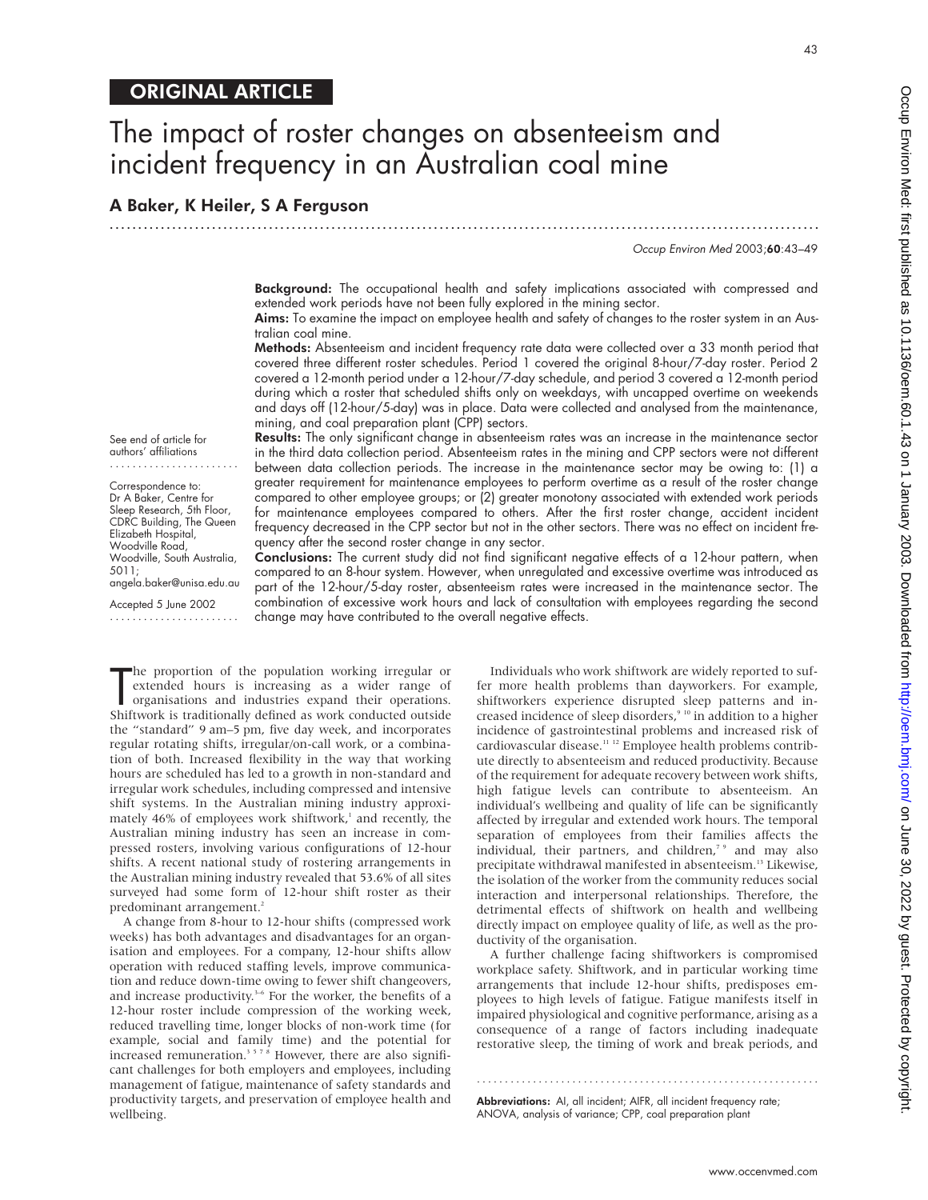ORIGINAL ARTICLE

# The impact of roster changes on absenteeism and incident frequency in an Australian coal mine

**A Baker, K Heiler, S A Ferguson**

**Background:** The occupational health and safety implications associated with compressed and extended work periods have not been fully explored in the mining sector.

**Aims:** To examine the impact on employee health and safety of changes to the roster system in an Australian coal mine.

**Methods:** Absenteeism and incident frequency rate data were collected over a 33 month period that covered three different roster schedules. Period 1 covered the original 8-hour/7-day roster. Period 2 covered a 12-month period under a 12-hour/7-day schedule, and period 3 covered a 12-month period during which a roster that scheduled shifts only on weekdays, with uncapped overtime on weekends and days off (12-hour/5-day) was in place. Data were collected and analysed from the maintenance, mining, and coal preparation plant (CPP) sectors.

**Results:** The only significant change in absenteeism rates was an increase in the maintenance sector in the third data collection period. Absenteeism rates in the mining and CPP sectors were not different between data collection periods. The increase in the maintenance sector may be owing to: (1) a greater requirement for maintenance employees to perform overtime as a result of the roster change compared to other employee groups; or (2) greater monotony associated with extended work periods for maintenance employees compared to others. After the first roster change, accident incident frequency decreased in the CPP sector but not in the other sectors. There was no effect on incident frequency after the second roster change in any sector.

**Conclusions:** The current study did not find significant negative effects of a 12-hour pattern, when compared to an 8-hour system. However, when unregulated and excessive overtime was introduced as part of the 12-hour/5-day roster, absenteeism rates were increased in the maintenance sector. The combination of excessive work hours and lack of consultation with employees regarding the second change may have contributed to the overall negative effects.

See end of article for authors' affiliations

Correspondence to: Dr A Baker, Centre for Sleep Research, 5th Floor, CDRC Building, The Queen Elizabeth Hospital, Woodville Road, Woodville, South Australia, 5011; angela.baker@unisa.edu.au

Accepted 5 June 2002

The proportion of the population working irregular or extended hours is increasing as a wider range of organisations and industries expand their operations. Shiftwork is traditionally defined as work conducted outside the "standard" 9 am–5 pm, five day week, and incorporates regular rotating shifts, irregular/on-call work, or a combination of both. Increased flexibility in the way that working hours are scheduled has led to a growth in non-standard and irregular work schedules, including compressed and intensive shift systems. In the Australian mining industry approximately 46% of employees work shiftwork,[1] and recently, the Australian mining industry has seen an increase in compressed rosters, involving various configurations of 12-hour shifts. A recent national study of rostering arrangements in the Australian mining industry revealed that 53.6% of all sites surveyed had some form of 12-hour shift roster as their predominant arrangement.[2]

A change from 8-hour to 12-hour shifts (compressed work weeks) has both advantages and disadvantages for an organisation and employees. For a company, 12-hour shifts allow operation with reduced staffing levels, improve communication and reduce down-time owing to fewer shift changeovers, and increase productivity.[3–6] For the worker, the benefits of a 12-hour roster include compression of the working week, reduced travelling time, longer blocks of non-work time (for example, social and family time) and the potential for increased remuneration.[3 5 7 8] However, there are also significant challenges for both employers and employees, including management of fatigue, maintenance of safety standards and productivity targets, and preservation of employee health and wellbeing.

Individuals who work shiftwork are widely reported to suffer more health problems than dayworkers. For example, shiftworkers experience disrupted sleep patterns and increased incidence of sleep disorders,[9 10] in addition to a higher incidence of gastrointestinal problems and increased risk of cardiovascular disease.[11 12] Employee health problems contribute directly to absenteeism and reduced productivity. Because of the requirement for adequate recovery between work shifts, high fatigue levels can contribute to absenteeism. An individual's wellbeing and quality of life can be significantly affected by irregular and extended work hours. The temporal separation of employees from their families affects the individual, their partners, and children,[7 9] and may also precipitate withdrawal manifested in absenteeism.[13] Likewise, the isolation of the worker from the community reduces social interaction and interpersonal relationships. Therefore, the detrimental effects of shiftwork on health and wellbeing directly impact on employee quality of life, as well as the productivity of the organisation.

A further challenge facing shiftworkers is compromised workplace safety. Shiftwork, and in particular working time arrangements that include 12-hour shifts, predisposes employees to high levels of fatigue. Fatigue manifests itself in impaired physiological and cognitive performance, arising as a consequence of a range of factors including inadequate restorative sleep, the timing of work and break periods, and

**Abbreviations:** AI, all incident; AIFR, all incident frequency rate; ANOVA, analysis of variance; CPP, coal preparation plant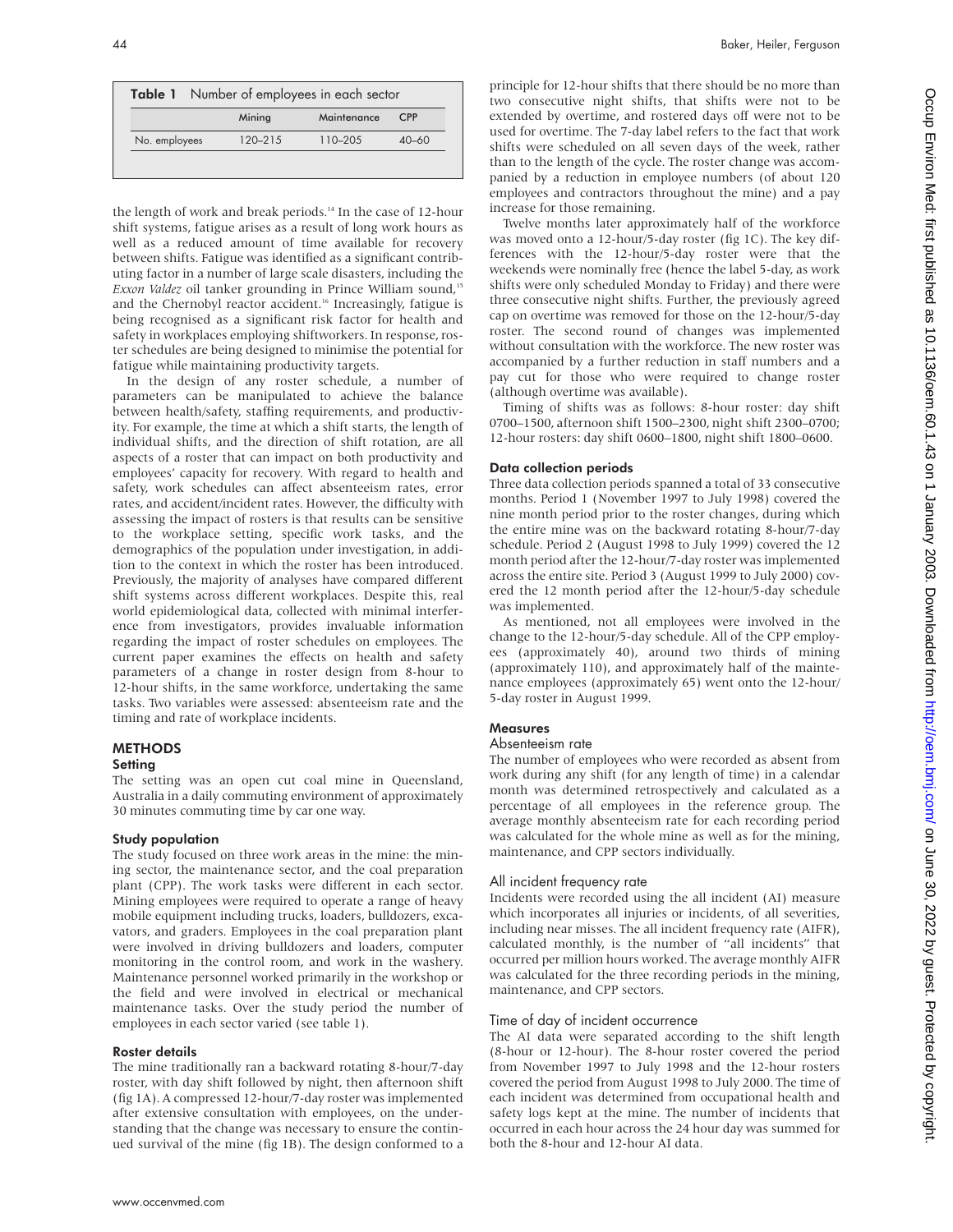**Table 1** Number of employees in each sector

| | Mining | Maintenance | CPP |
|---|---|---|---|
| No. employees | 120–215 | 110–205 | 40–60 |

the length of work and break periods.[14] In the case of 12-hour shift systems, fatigue arises as a result of long work hours as well as a reduced amount of time available for recovery between shifts. Fatigue was identified as a significant contributing factor in a number of large scale disasters, including the *Exxon Valdez* oil tanker grounding in Prince William sound,[15] and the Chernobyl reactor accident.[16] Increasingly, fatigue is being recognised as a significant risk factor for health and safety in workplaces employing shiftworkers. In response, roster schedules are being designed to minimise the potential for fatigue while maintaining productivity targets.

In the design of any roster schedule, a number of parameters can be manipulated to achieve the balance between health/safety, staffing requirements, and productivity. For example, the time at which a shift starts, the length of individual shifts, and the direction of shift rotation, are all aspects of a roster that can impact on both productivity and employees' capacity for recovery. With regard to health and safety, work schedules can affect absenteeism rates, error rates, and accident/incident rates. However, the difficulty with assessing the impact of rosters is that results can be sensitive to the workplace setting, specific work tasks, and the demographics of the population under investigation, in addition to the context in which the roster has been introduced. Previously, the majority of analyses have compared different shift systems across different workplaces. Despite this, real world epidemiological data, collected with minimal interference from investigators, provides invaluable information regarding the impact of roster schedules on employees. The current paper examines the effects on health and safety parameters of a change in roster design from 8-hour to 12-hour shifts, in the same workforce, undertaking the same tasks. Two variables were assessed: absenteeism rate and the timing and rate of workplace incidents.

## METHODS

### Setting

The setting was an open cut coal mine in Queensland, Australia in a daily commuting environment of approximately 30 minutes commuting time by car one way.

### Study population

The study focused on three work areas in the mine: the mining sector, the maintenance sector, and the coal preparation plant (CPP). The work tasks were different in each sector. Mining employees were required to operate a range of heavy mobile equipment including trucks, loaders, bulldozers, excavators, and graders. Employees in the coal preparation plant were involved in driving bulldozers and loaders, computer monitoring in the control room, and work in the washery. Maintenance personnel worked primarily in the workshop or the field and were involved in electrical or mechanical maintenance tasks. Over the study period the number of employees in each sector varied (see table 1).

### Roster details

The mine traditionally ran a backward rotating 8-hour/7-day roster, with day shift followed by night, then afternoon shift (fig 1A). A compressed 12-hour/7-day roster was implemented after extensive consultation with employees, on the understanding that the change was necessary to ensure the continued survival of the mine (fig 1B). The design conformed to a principle for 12-hour shifts that there should be no more than two consecutive night shifts, that shifts were not to be extended by overtime, and rostered days off were not to be used for overtime. The 7-day label refers to the fact that work shifts were scheduled on all seven days of the week, rather than to the length of the cycle. The roster change was accompanied by a reduction in employee numbers (of about 120 employees and contractors throughout the mine) and a pay increase for those remaining.

Twelve months later approximately half of the workforce was moved onto a 12-hour/5-day roster (fig 1C). The key differences with the 12-hour/5-day roster were that the weekends were nominally free (hence the label 5-day, as work shifts were only scheduled Monday to Friday) and there were three consecutive night shifts. Further, the previously agreed cap on overtime was removed for those on the 12-hour/5-day roster. The second round of changes was implemented without consultation with the workforce. The new roster was accompanied by a further reduction in staff numbers and a pay cut for those who were required to change roster (although overtime was available).

Timing of shifts was as follows: 8-hour roster: day shift 0700–1500, afternoon shift 1500–2300, night shift 2300–0700; 12-hour rosters: day shift 0600–1800, night shift 1800–0600.

### Data collection periods

Three data collection periods spanned a total of 33 consecutive months. Period 1 (November 1997 to July 1998) covered the nine month period prior to the roster changes, during which the entire mine was on the backward rotating 8-hour/7-day schedule. Period 2 (August 1998 to July 1999) covered the 12 month period after the 12-hour/7-day roster was implemented across the entire site. Period 3 (August 1999 to July 2000) covered the 12 month period after the 12-hour/5-day schedule was implemented.

As mentioned, not all employees were involved in the change to the 12-hour/5-day schedule. All of the CPP employees (approximately 40), around two thirds of mining (approximately 110), and approximately half of the maintenance employees (approximately 65) went onto the 12-hour/5-day roster in August 1999.

### Measures

#### Absenteeism rate

The number of employees who were recorded as absent from work during any shift (for any length of time) in a calendar month was determined retrospectively and calculated as a percentage of all employees in the reference group. The average monthly absenteeism rate for each recording period was calculated for the whole mine as well as for the mining, maintenance, and CPP sectors individually.

#### All incident frequency rate

Incidents were recorded using the all incident (AI) measure which incorporates all injuries or incidents, of all severities, including near misses. The all incident frequency rate (AIFR), calculated monthly, is the number of "all incidents" that occurred per million hours worked. The average monthly AIFR was calculated for the three recording periods in the mining, maintenance, and CPP sectors.

#### Time of day of incident occurrence

The AI data were separated according to the shift length (8-hour or 12-hour). The 8-hour roster covered the period from November 1997 to July 1998 and the 12-hour rosters covered the period from August 1998 to July 2000. The time of each incident was determined from occupational health and safety logs kept at the mine. The number of incidents that occurred in each hour across the 24 hour day was summed for both the 8-hour and 12-hour AI data.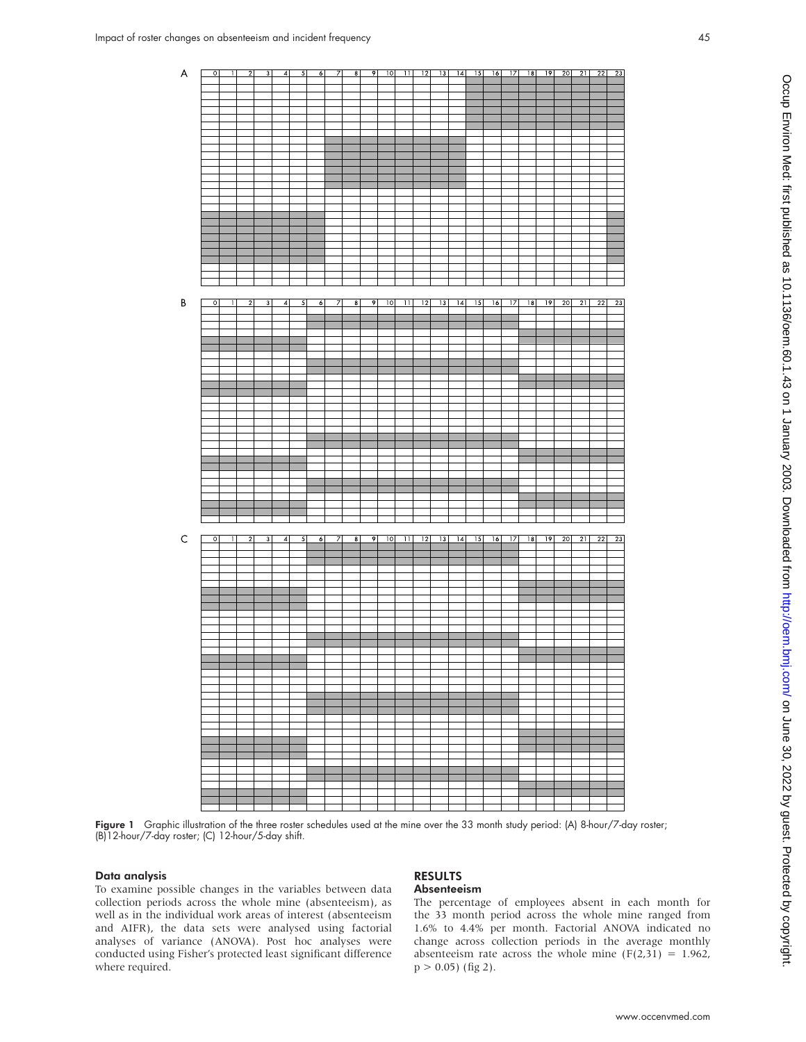**Figure 1** Graphic illustration of the three roster schedules used at the mine over the 33 month study period: (A) 8-hour/7-day roster; (B) 12-hour/7-day roster; (C) 12-hour/5-day shift.

### Data analysis

To examine possible changes in the variables between data collection periods across the whole mine (absenteeism), as well as in the individual work areas of interest (absenteeism and AIFR), the data sets were analysed using factorial analyses of variance (ANOVA). Post hoc analyses were conducted using Fisher's protected least significant difference where required.

## RESULTS

### Absenteeism

The percentage of employees absent in each month for the 33 month period across the whole mine ranged from 1.6% to 4.4% per month. Factorial ANOVA indicated no change across collection periods in the average monthly absenteeism rate across the whole mine ($F(2,31) = 1.962$, $p > 0.05$) (fig 2).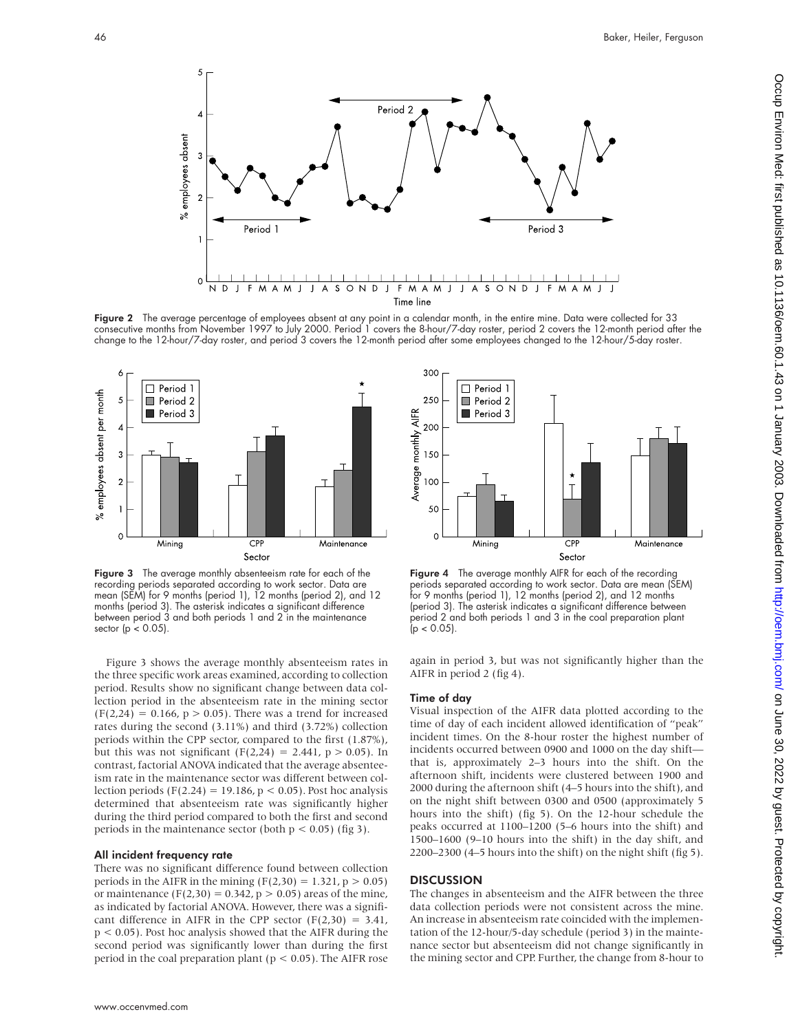**Figure 2** The average percentage of employees absent at any point in a calendar month, in the entire mine. Data were collected for 33 consecutive months from November 1997 to July 2000. Period 1 covers the 8-hour/7-day roster, period 2 covers the 12-month period after the change to the 12-hour/7-day roster, and period 3 covers the 12-month period after some employees changed to the 12-hour/5-day roster.

**Figure 3** The average monthly absenteeism rate for each of the recording periods separated according to work sector. Data are mean (SEM) for 9 months (period 1), 12 months (period 2), and 12 months (period 3). The asterisk indicates a significant difference between period 3 and both periods 1 and 2 in the maintenance sector ($p < 0.05$).

**Figure 4** The average monthly AIFR for each of the recording periods separated according to work sector. Data are mean (SEM) for 9 months (period 1), 12 months (period 2), and 12 months (period 3). The asterisk indicates a significant difference between period 2 and both periods 1 and 3 in the coal preparation plant ($p < 0.05$).

Figure 3 shows the average monthly absenteeism rates in the three specific work areas examined, according to collection period. Results show no significant change between data collection period in the absenteeism rate in the mining sector ($F(2,24) = 0.166$, $p > 0.05$). There was a trend for increased rates during the second (3.11%) and third (3.72%) collection periods within the CPP sector, compared to the first (1.87%), but this was not significant ($F(2,24) = 2.441$, $p > 0.05$). In contrast, factorial ANOVA indicated that the average absenteeism rate in the maintenance sector was different between collection periods ($F(2.24) = 19.186$, $p < 0.05$). Post hoc analysis determined that absenteeism rate was significantly higher during the third period compared to both the first and second periods in the maintenance sector (both $p < 0.05$) (fig 3).

### All incident frequency rate

There was no significant difference found between collection periods in the AIFR in the mining ($F(2,30) = 1.321$, $p > 0.05$) or maintenance ($F(2,30) = 0.342$, $p > 0.05$) areas of the mine, as indicated by factorial ANOVA. However, there was a significant difference in AIFR in the CPP sector ($F(2,30) = 3.41$, $p < 0.05$). Post hoc analysis showed that the AIFR during the second period was significantly lower than during the first period in the coal preparation plant ($p < 0.05$). The AIFR rose again in period 3, but was not significantly higher than the AIFR in period 2 (fig 4).

### Time of day

Visual inspection of the AIFR data plotted according to the time of day of each incident allowed identification of "peak" incident times. On the 8-hour roster the highest number of incidents occurred between 0900 and 1000 on the day shift—that is, approximately 2–3 hours into the shift. On the afternoon shift, incidents were clustered between 1900 and 2000 during the afternoon shift (4–5 hours into the shift), and on the night shift between 0300 and 0500 (approximately 5 hours into the shift) (fig 5). On the 12-hour schedule the peaks occurred at 1100–1200 (5–6 hours into the shift) and 1500–1600 (9–10 hours into the shift) in the day shift, and 2200–2300 (4–5 hours into the shift) on the night shift (fig 5).

## DISCUSSION

The changes in absenteeism and the AIFR between the three data collection periods were not consistent across the mine. An increase in absenteeism rate coincided with the implementation of the 12-hour/5-day schedule (period 3) in the maintenance sector but absenteeism did not change significantly in the mining sector and CPP. Further, the change from 8-hour to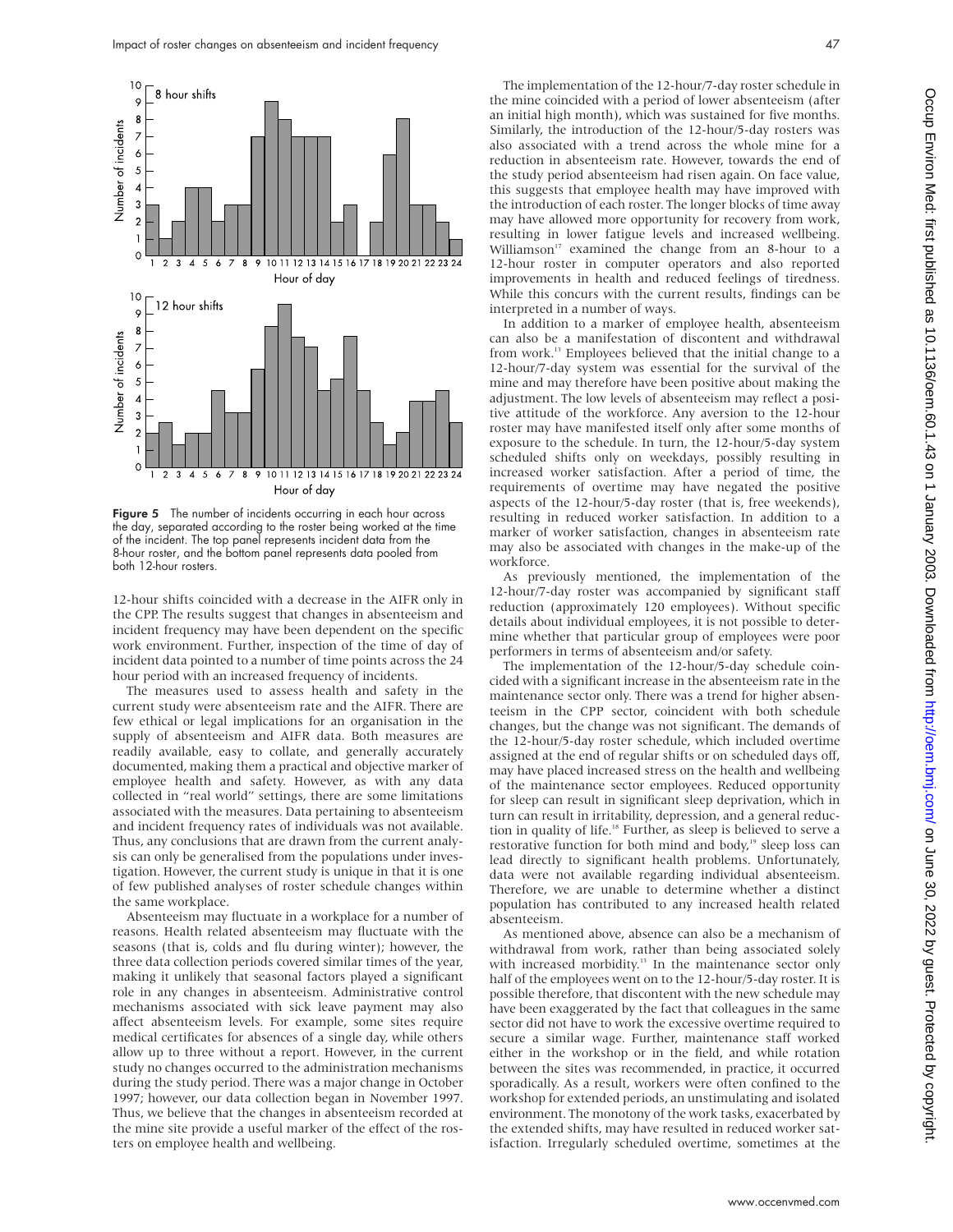**Figure 5** The number of incidents occurring in each hour across the day, separated according to the roster being worked at the time of the incident. The top panel represents incident data from the 8-hour roster, and the bottom panel represents data pooled from both 12-hour rosters.

12-hour shifts coincided with a decrease in the AIFR only in the CPP. The results suggest that changes in absenteeism and incident frequency may have been dependent on the specific work environment. Further, inspection of the time of day of incident data pointed to a number of time points across the 24 hour period with an increased frequency of incidents.

The measures used to assess health and safety in the current study were absenteeism rate and the AIFR. There are few ethical or legal implications for an organisation in the supply of absenteeism and AIFR data. Both measures are readily available, easy to collate, and generally accurately documented, making them a practical and objective marker of employee health and safety. However, as with any data collected in "real world" settings, there are some limitations associated with the measures. Data pertaining to absenteeism and incident frequency rates of individuals was not available. Thus, any conclusions that are drawn from the current analysis can only be generalised from the populations under investigation. However, the current study is unique in that it is one of few published analyses of roster schedule changes within the same workplace.

Absenteeism may fluctuate in a workplace for a number of reasons. Health related absenteeism may fluctuate with the seasons (that is, colds and flu during winter); however, the three data collection periods covered similar times of the year, making it unlikely that seasonal factors played a significant role in any changes in absenteeism. Administrative control mechanisms associated with sick leave payment may also affect absenteeism levels. For example, some sites require medical certificates for absences of a single day, while others allow up to three without a report. However, in the current study no changes occurred to the administration mechanisms during the study period. There was a major change in October 1997; however, our data collection began in November 1997. Thus, we believe that the changes in absenteeism recorded at the mine site provide a useful marker of the effect of the rosters on employee health and wellbeing.

The implementation of the 12-hour/7-day roster schedule in the mine coincided with a period of lower absenteeism (after an initial high month), which was sustained for five months. Similarly, the introduction of the 12-hour/5-day rosters was also associated with a trend across the whole mine for a reduction in absenteeism rate. However, towards the end of the study period absenteeism had risen again. On face value, this suggests that employee health may have improved with the introduction of each roster. The longer blocks of time away may have allowed more opportunity for recovery from work, resulting in lower fatigue levels and increased wellbeing. Williamson[17] examined the change from an 8-hour to a 12-hour roster in computer operators and also reported improvements in health and reduced feelings of tiredness. While this concurs with the current results, findings can be interpreted in a number of ways.

In addition to a marker of employee health, absenteeism can also be a manifestation of discontent and withdrawal from work.[13] Employees believed that the initial change to a 12-hour/7-day system was essential for the survival of the mine and may therefore have been positive about making the adjustment. The low levels of absenteeism may reflect a positive attitude of the workforce. Any aversion to the 12-hour roster may have manifested itself only after some months of exposure to the schedule. In turn, the 12-hour/5-day system scheduled shifts only on weekdays, possibly resulting in increased worker satisfaction. After a period of time, the requirements of overtime may have negated the positive aspects of the 12-hour/5-day roster (that is, free weekends), resulting in reduced worker satisfaction. In addition to a marker of worker satisfaction, changes in absenteeism rate may also be associated with changes in the make-up of the workforce.

As previously mentioned, the implementation of the 12-hour/7-day roster was accompanied by significant staff reduction (approximately 120 employees). Without specific details about individual employees, it is not possible to determine whether that particular group of employees were poor performers in terms of absenteeism and/or safety.

The implementation of the 12-hour/5-day schedule coincided with a significant increase in the absenteeism rate in the maintenance sector only. There was a trend for higher absenteeism in the CPP sector, coincident with both schedule changes, but the change was not significant. The demands of the 12-hour/5-day roster schedule, which included overtime assigned at the end of regular shifts or on scheduled days off, may have placed increased stress on the health and wellbeing of the maintenance sector employees. Reduced opportunity for sleep can result in significant sleep deprivation, which in turn can result in irritability, depression, and a general reduction in quality of life.[18] Further, as sleep is believed to serve a restorative function for both mind and body,[19] sleep loss can lead directly to significant health problems. Unfortunately, data were not available regarding individual absenteeism. Therefore, we are unable to determine whether a distinct population has contributed to any increased health related absenteeism.

As mentioned above, absence can also be a mechanism of withdrawal from work, rather than being associated solely with increased morbidity.[13] In the maintenance sector only half of the employees went on to the 12-hour/5-day roster. It is possible therefore, that discontent with the new schedule may have been exaggerated by the fact that colleagues in the same sector did not have to work the excessive overtime required to secure a similar wage. Further, maintenance staff worked either in the workshop or in the field, and while rotation between the sites was recommended, in practice, it occurred sporadically. As a result, workers were often confined to the workshop for extended periods, an unstimulating and isolated environment. The monotony of the work tasks, exacerbated by the extended shifts, may have resulted in reduced worker satisfaction. Irregularly scheduled overtime, sometimes at the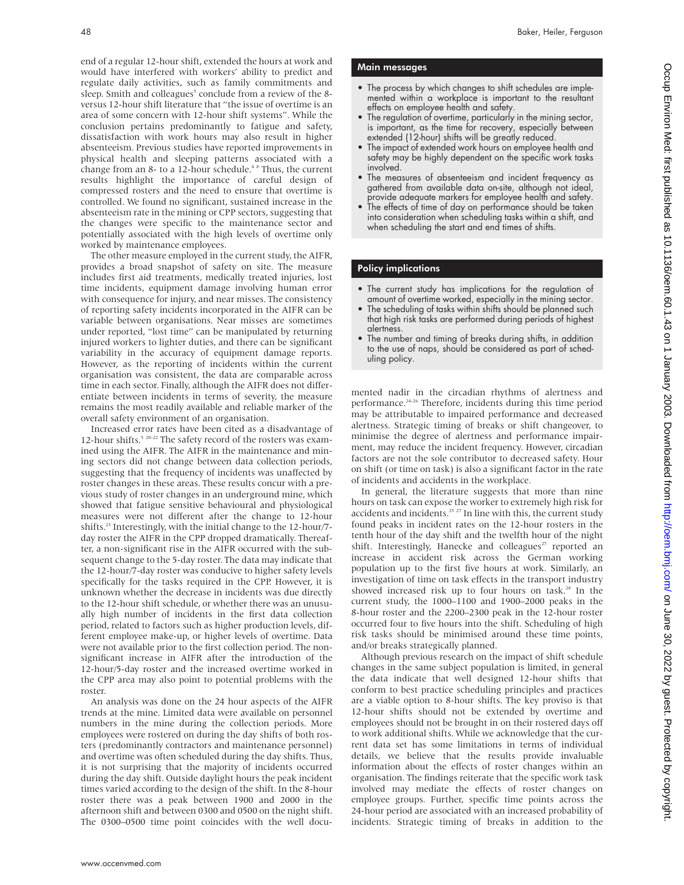end of a regular 12-hour shift, extended the hours at work and would have interfered with workers' ability to predict and regulate daily activities, such as family commitments and sleep. Smith and colleagues[5] conclude from a review of the 8- versus 12-hour shift literature that "the issue of overtime is an area of some concern with 12-hour shift systems". While the conclusion pertains predominantly to fatigue and safety, dissatisfaction with work hours may also result in higher absenteeism. Previous studies have reported improvements in physical health and sleeping patterns associated with a change from an 8- to a 12-hour schedule.[4 8] Thus, the current results highlight the importance of careful design of compressed rosters and the need to ensure that overtime is controlled. We found no significant, sustained increase in the absenteeism rate in the mining or CPP sectors, suggesting that the changes were specific to the maintenance sector and potentially associated with the high levels of overtime only worked by maintenance employees.

The other measure employed in the current study, the AIFR, provides a broad snapshot of safety on site. The measure includes first aid treatments, medically treated injuries, lost time incidents, equipment damage involving human error with consequence for injury, and near misses. The consistency of reporting safety incidents incorporated in the AIFR can be variable between organisations. Near misses are sometimes under reported, "lost time" can be manipulated by returning injured workers to lighter duties, and there can be significant variability in the accuracy of equipment damage reports. However, as the reporting of incidents within the current organisation was consistent, the data are comparable across time in each sector. Finally, although the AIFR does not differentiate between incidents in terms of severity, the measure remains the most readily available and reliable marker of the overall safety environment of an organisation.

Increased error rates have been cited as a disadvantage of 12-hour shifts.[5 20–22] The safety record of the rosters was examined using the AIFR. The AIFR in the maintenance and mining sectors did not change between data collection periods, suggesting that the frequency of incidents was unaffected by roster changes in these areas. These results concur with a previous study of roster changes in an underground mine, which showed that fatigue sensitive behavioural and physiological measures were not different after the change to 12-hour shifts.[23] Interestingly, with the initial change to the 12-hour/7-day roster the AIFR in the CPP dropped dramatically. Thereafter, a non-significant rise in the AIFR occurred with the subsequent change to the 5-day roster. The data may indicate that the 12-hour/7-day roster was conducive to higher safety levels specifically for the tasks required in the CPP. However, it is unknown whether the decrease in incidents was due directly to the 12-hour shift schedule, or whether there was an unusually high number of incidents in the first data collection period, related to factors such as higher production levels, different employee make-up, or higher levels of overtime. Data were not available prior to the first collection period. The non-significant increase in AIFR after the introduction of the 12-hour/5-day roster and the increased overtime worked in the CPP area may also point to potential problems with the roster.

An analysis was done on the 24 hour aspects of the AIFR trends at the mine. Limited data were available on personnel numbers in the mine during the collection periods. More employees were rostered on during the day shifts of both rosters (predominantly contractors and maintenance personnel) and overtime was often scheduled during the day shifts. Thus, it is not surprising that the majority of incidents occurred during the day shift. Outside daylight hours the peak incident times varied according to the design of the shift. In the 8-hour roster there was a peak between 1900 and 2000 in the afternoon shift and between 0300 and 0500 on the night shift. The 0300–0500 time point coincides with the well documented nadir in the circadian rhythms of alertness and performance.[24–26] Therefore, incidents during this time period may be attributable to impaired performance and decreased alertness. Strategic timing of breaks or shift changeover, to minimise the degree of alertness and performance impairment, may reduce the incident frequency. However, circadian factors are not the sole contributor to decreased safety. Hour on shift (or time on task) is also a significant factor in the rate of incidents and accidents in the workplace.

In general, the literature suggests that more than nine hours on task can expose the worker to extremely high risk for accidents and incidents.[25 27] In line with this, the current study found peaks in incident rates on the 12-hour rosters in the tenth hour of the day shift and the twelfth hour of the night shift. Interestingly, Hanecke and colleagues[27] reported an increase in accident risk across the German working population up to the first five hours at work. Similarly, an investigation of time on task effects in the transport industry showed increased risk up to four hours on task.[28] In the current study, the 1000–1100 and 1900–2000 peaks in the 8-hour roster and the 2200–2300 peak in the 12-hour roster occurred four to five hours into the shift. Scheduling of high risk tasks should be minimised around these time points, and/or breaks strategically planned.

Although previous research on the impact of shift schedule changes in the same subject population is limited, in general the data indicate that well designed 12-hour shifts that conform to best practice scheduling principles and practices are a viable option to 8-hour shifts. The key proviso is that 12-hour shifts should not be extended by overtime and employees should not be brought in on their rostered days off to work additional shifts. While we acknowledge that the current data set has some limitations in terms of individual details, we believe that the results provide invaluable information about the effects of roster changes within an organisation. The findings reiterate that the specific work task involved may mediate the effects of roster changes on employee groups. Further, specific time points across the 24-hour period are associated with an increased probability of incidents. Strategic timing of breaks in addition to the

## Main messages

- The process by which changes to shift schedules are implemented within a workplace is important to the resultant effects on employee health and safety.
- The regulation of overtime, particularly in the mining sector, is important, as the time for recovery, especially between extended (12-hour) shifts will be greatly reduced.
- The impact of extended work hours on employee health and safety may be highly dependent on the specific work tasks involved.
- The measures of absenteeism and incident frequency as gathered from available data on-site, although not ideal, provide adequate markers for employee health and safety.
- The effects of time of day on performance should be taken into consideration when scheduling tasks within a shift, and when scheduling the start and end times of shifts.

## Policy implications

- The current study has implications for the regulation of amount of overtime worked, especially in the mining sector.
- The scheduling of tasks within shifts should be planned such that high risk tasks are performed during periods of highest alertness.
- The number and timing of breaks during shifts, in addition to the use of naps, should be considered as part of scheduling policy.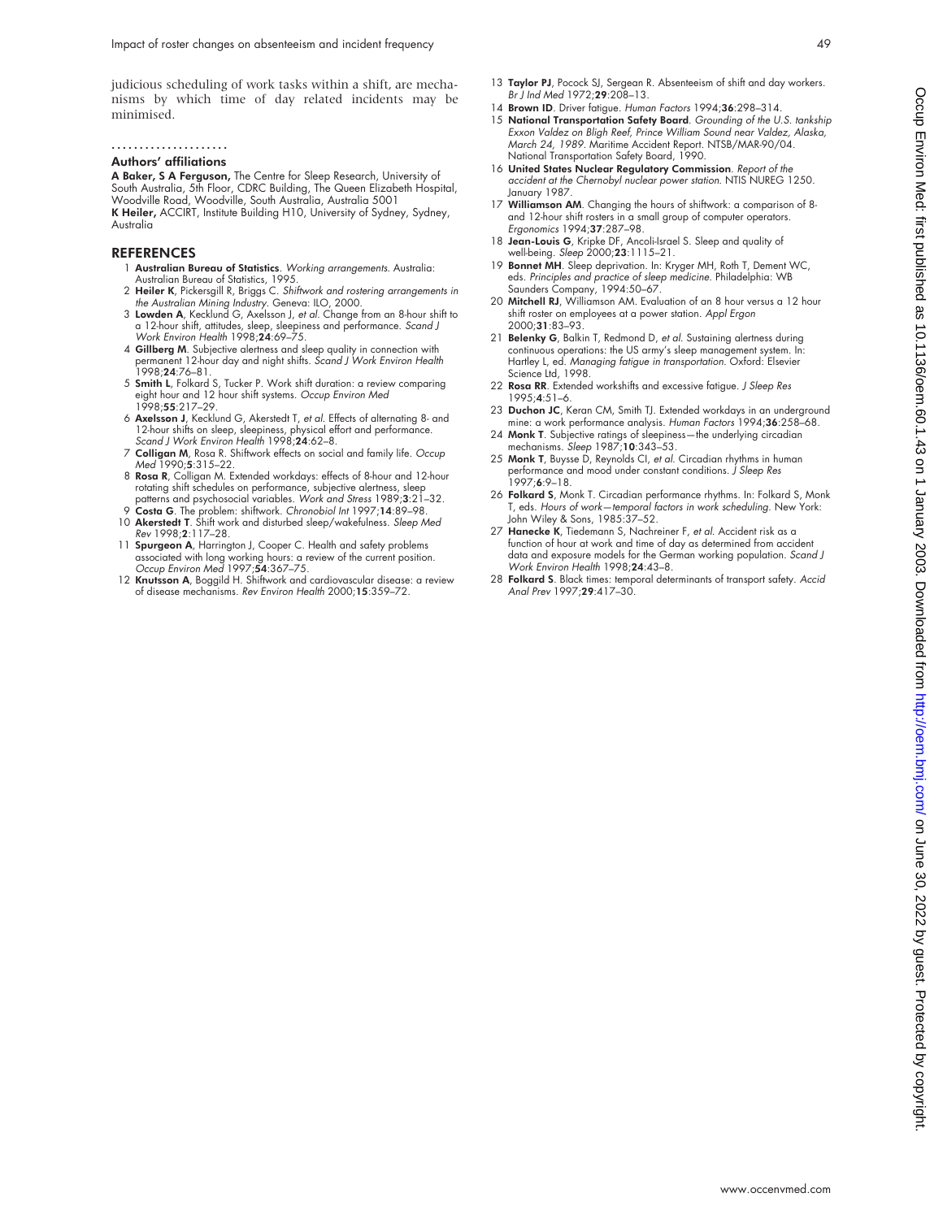judicious scheduling of work tasks within a shift, are mechanisms by which time of day related incidents may be minimised.

.....................

### Authors' affiliations

**A Baker, S A Ferguson,** The Centre for Sleep Research, University of South Australia, 5th Floor, CDRC Building, The Queen Elizabeth Hospital, Woodville Road, Woodville, South Australia, Australia 5001
**K Heiler,** ACCIRT, Institute Building H10, University of Sydney, Sydney, Australia

## REFERENCES

1. **Australian Bureau of Statistics**. *Working arrangements*. Australia: Australian Bureau of Statistics, 1995.
2. **Heiler K**, Pickersgill R, Briggs C. *Shiftwork and rostering arrangements in the Australian Mining Industry*. Geneva: ILO, 2000.
3. **Lowden A**, Kecklund G, Axelsson J, *et al*. Change from an 8-hour shift to a 12-hour shift, attitudes, sleep, sleepiness and performance. *Scand J Work Environ Health* 1998;**24**:69–75.
4. **Gillberg M**. Subjective alertness and sleep quality in connection with permanent 12-hour day and night shifts. *Scand J Work Environ Health* 1998;**24**:76–81.
5. **Smith L**, Folkard S, Tucker P. Work shift duration: a review comparing eight hour and 12 hour shift systems. *Occup Environ Med* 1998;**55**:217–29.
6. **Axelsson J**, Kecklund G, Akerstedt T, *et al*. Effects of alternating 8- and 12-hour shifts on sleep, sleepiness, physical effort and performance. *Scand J Work Environ Health* 1998;**24**:62–8.
7. **Colligan M**, Rosa R. Shiftwork effects on social and family life. *Occup Med* 1990;**5**:315–22.
8. **Rosa R**, Colligan M. Extended workdays: effects of 8-hour and 12-hour rotating shift schedules on performance, subjective alertness, sleep patterns and psychosocial variables. *Work and Stress* 1989;**3**:21–32.
9. **Costa G**. The problem: shiftwork. *Chronobiol Int* 1997;**14**:89–98.
10. **Akerstedt T**. Shift work and disturbed sleep/wakefulness. *Sleep Med Rev* 1998;**2**:117–28.
11. **Spurgeon A**, Harrington J, Cooper C. Health and safety problems associated with long working hours: a review of the current position. *Occup Environ Med* 1997;**54**:367–75.
12. **Knutsson A**, Boggild H. Shiftwork and cardiovascular disease: a review of disease mechanisms. *Rev Environ Health* 2000;**15**:359–72.
13. **Taylor PJ**, Pocock SJ, Sergean R. Absenteeism of shift and day workers. *Br J Ind Med* 1972;**29**:208–13.
14. **Brown ID**. Driver fatigue. *Human Factors* 1994;**36**:298–314.
15. **National Transportation Safety Board**. *Grounding of the U.S. tankship Exxon Valdez on Bligh Reef, Prince William Sound near Valdez, Alaska, March 24, 1989*. Maritime Accident Report. NTSB/MAR-90/04. National Transportation Safety Board, 1990.
16. **United States Nuclear Regulatory Commission**. *Report of the accident at the Chernobyl nuclear power station*. NTIS NUREG 1250. January 1987.
17. **Williamson AM**. Changing the hours of shiftwork: a comparison of 8- and 12-hour shift rosters in a small group of computer operators. *Ergonomics* 1994;**37**:287–98.
18. **Jean-Louis G**, Kripke DF, Ancoli-Israel S. Sleep and quality of well-being. *Sleep* 2000;**23**:1115–21.
19. **Bonnet MH**. Sleep deprivation. In: Kryger MH, Roth T, Dement WC, eds. *Principles and practice of sleep medicine*. Philadelphia: WB Saunders Company, 1994:50–67.
20. **Mitchell RJ**, Williamson AM. Evaluation of an 8 hour versus a 12 hour shift roster on employees at a power station. *Appl Ergon* 2000;**31**:83–93.
21. **Belenky G**, Balkin T, Redmond D, *et al*. Sustaining alertness during continuous operations: the US army's sleep management system. In: Hartley L, ed. *Managing fatigue in transportation*. Oxford: Elsevier Science Ltd, 1998.
22. **Rosa RR**. Extended workshifts and excessive fatigue. *J Sleep Res* 1995;**4**:51–6.
23. **Duchon JC**, Keran CM, Smith TJ. Extended workdays in an underground mine: a work performance analysis. *Human Factors* 1994;**36**:258–68.
24. **Monk T**. Subjective ratings of sleepiness—the underlying circadian mechanisms. *Sleep* 1987;**10**:343–53.
25. **Monk T**, Buysse D, Reynolds CI, *et al*. Circadian rhythms in human performance and mood under constant conditions. *J Sleep Res* 1997;**6**:9–18.
26. **Folkard S**, Monk T. Circadian performance rhythms. In: Folkard S, Monk T, eds. *Hours of work—temporal factors in work scheduling*. New York: John Wiley & Sons, 1985:37–52.
27. **Hanecke K**, Tiedemann S, Nachreiner F, *et al*. Accident risk as a function of hour at work and time of day as determined from accident data and exposure models for the German working population. *Scand J Work Environ Health* 1998;**24**:43–8.
28. **Folkard S**. Black times: temporal determinants of transport safety. *Accid Anal Prev* 1997;**29**:417–30.